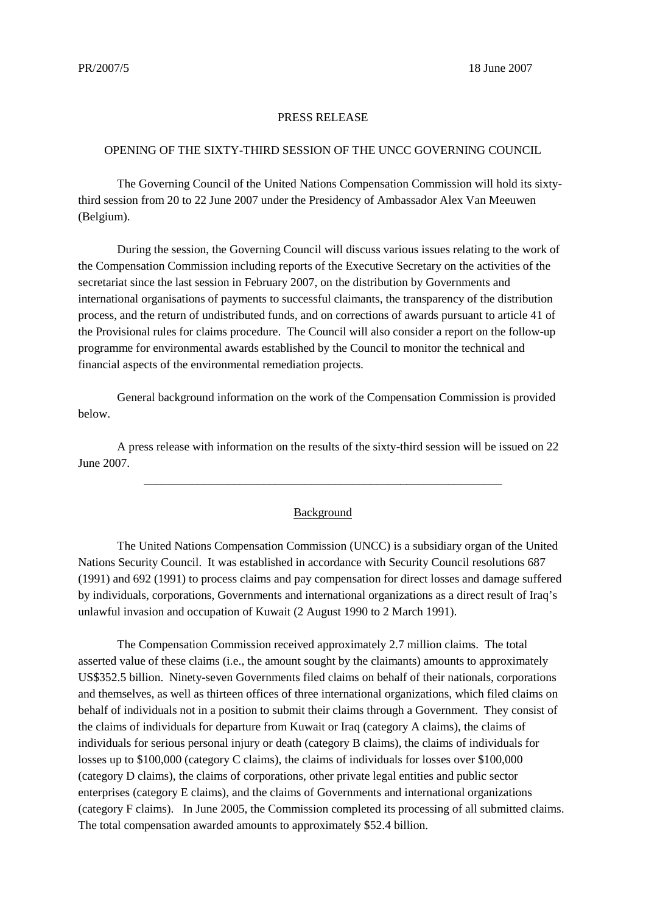PR/2007/5 18 June 2007

# PRESS RELEASE

## OPENING OF THE SIXTY-THIRD SESSION OF THE UNCC GOVERNING COUNCIL

The Governing Council of the United Nations Compensation Commission will hold its sixty-third session from 20 to 22 June 2007 under the Presidency of Ambassador Alex Van Meeuwen (Belgium).

During the session, the Governing Council will discuss various issues relating to the work of the Compensation Commission including reports of the Executive Secretary on the activities of the secretariat since the last session in February 2007, on the distribution by Governments and international organisations of payments to successful claimants, the transparency of the distribution process, and the return of undistributed funds, and on corrections of awards pursuant to article 41 of the Provisional rules for claims procedure. The Council will also consider a report on the follow-up programme for environmental awards established by the Council to monitor the technical and financial aspects of the environmental remediation projects.

General background information on the work of the Compensation Commission is provided below.

A press release with information on the results of the sixty-third session will be issued on 22 June 2007.

---

## Background

The United Nations Compensation Commission (UNCC) is a subsidiary organ of the United Nations Security Council. It was established in accordance with Security Council resolutions 687 (1991) and 692 (1991) to process claims and pay compensation for direct losses and damage suffered by individuals, corporations, Governments and international organizations as a direct result of Iraq's unlawful invasion and occupation of Kuwait (2 August 1990 to 2 March 1991).

The Compensation Commission received approximately 2.7 million claims. The total asserted value of these claims (i.e., the amount sought by the claimants) amounts to approximately US$352.5 billion. Ninety-seven Governments filed claims on behalf of their nationals, corporations and themselves, as well as thirteen offices of three international organizations, which filed claims on behalf of individuals not in a position to submit their claims through a Government. They consist of the claims of individuals for departure from Kuwait or Iraq (category A claims), the claims of individuals for serious personal injury or death (category B claims), the claims of individuals for losses up to $100,000 (category C claims), the claims of individuals for losses over $100,000 (category D claims), the claims of corporations, other private legal entities and public sector enterprises (category E claims), and the claims of Governments and international organizations (category F claims). In June 2005, the Commission completed its processing of all submitted claims. The total compensation awarded amounts to approximately $52.4 billion.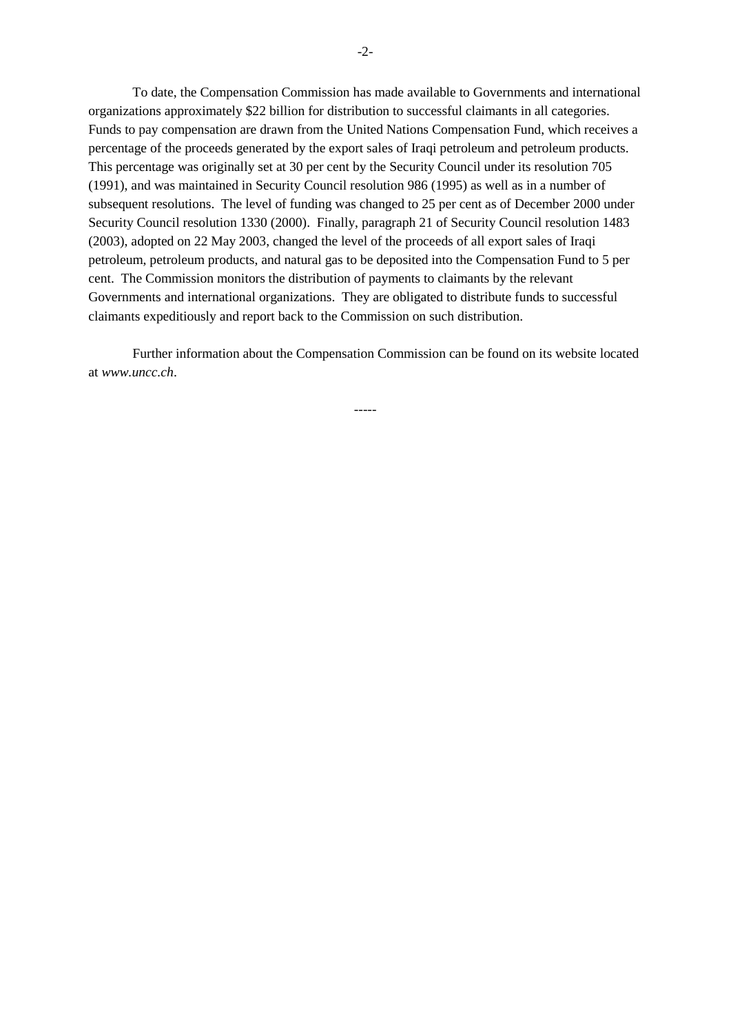To date, the Compensation Commission has made available to Governments and international organizations approximately $22 billion for distribution to successful claimants in all categories. Funds to pay compensation are drawn from the United Nations Compensation Fund, which receives a percentage of the proceeds generated by the export sales of Iraqi petroleum and petroleum products. This percentage was originally set at 30 per cent by the Security Council under its resolution 705 (1991), and was maintained in Security Council resolution 986 (1995) as well as in a number of subsequent resolutions. The level of funding was changed to 25 per cent as of December 2000 under Security Council resolution 1330 (2000). Finally, paragraph 21 of Security Council resolution 1483 (2003), adopted on 22 May 2003, changed the level of the proceeds of all export sales of Iraqi petroleum, petroleum products, and natural gas to be deposited into the Compensation Fund to 5 per cent. The Commission monitors the distribution of payments to claimants by the relevant Governments and international organizations. They are obligated to distribute funds to successful claimants expeditiously and report back to the Commission on such distribution.

Further information about the Compensation Commission can be found on its website located at *www.uncc.ch*.

-----